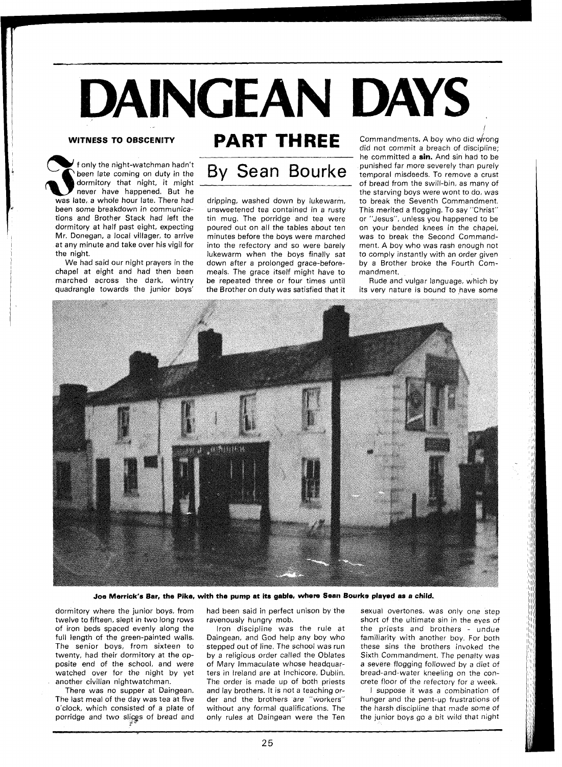# DAINGEAN DAYS

## PART THREE

## By Sean Bourke

### WITNESS TO OBSCENITY

If only the night-watchman hadn't been late coming on duty in the dormitory that night, it might never have happened. But he was late, a whole hour late. There had been some breakdown in communications and Brother Stack had left the dormitory at half past eight, expecting Mr. Donegan, a local villager, to arrive at any minute and take over his vigil for the night.

We had said our night prayers in the chapel at eight and had then been marched across the dark, wintry quadrangle towards the junior boys' dormitory where the junior boys, from twelve to fifteen, slept in two long rows of iron beds spaced evenly along the full length of the green-painted walls. The senior boys, from sixteen to twenty, had their dormitory at the opposite end of the school, and were watched over for the night by yet another civilian nightwatchman.

There was no supper at Daingean. The last meal of the day was tea at five o'clock, which consisted of a plate of porridge and two slices of bread and dripping, washed down by lukewarm, unsweetened tea contained in a rusty tin mug. The porridge and tea were poured out on all the tables about ten minutes before the boys were marched into the refectory and so were barely lukewarm when the boys finally sat down after a prolonged grace-before-meals. The grace itself might have to be repeated three or four times until the Brother on duty was satisfied that it had been said in perfect unison by the ravenously hungry mob.

Iron discipline was the rule at Daingean, and God help any boy who stepped out of line. The school was run by a religious order called the Oblates of Mary Immaculate whose headquarters in Ireland are at Inchicore, Dublin. The order is made up of both priests and lay brothers. It is not a teaching order and the brothers are "workers" without any formal qualifications. The only rules at Daingean were the Ten Commandments. A boy who did wrong did not commit a breach of discipline; he committed a **sin.** And sin had to be punished far more severely than purely temporal misdeeds. To remove a crust of bread from the swill-bin, as many of the starving boys were wont to do, was to break the Seventh Commandment. This merited a flogging. To say "Christ" or "Jesus", unless you happened to be on your bended knees in the chapel, was to break the Second Commandment. A boy who was rash enough not to comply instantly with an order given by a Brother broke the Fourth Commandment.

Rude and vulgar language, which by its very nature is bound to have some sexual overtones, was only one step short of the ultimate sin in the eyes of the priests and brothers - undue familiarity with another boy. For both these sins the brothers invoked the Sixth Commandment. The penalty was a severe flogging followed by a diet of bread-and-water kneeling on the concrete floor of the refectory for a week.

I suppose it was a combination of hunger and the pent-up frustrations of the harsh discipline that made some of the junior boys go a bit wild that night

**Joe Merrick's Bar, the Pike, with the pump at its gable, where Sean Bourke played as a child.**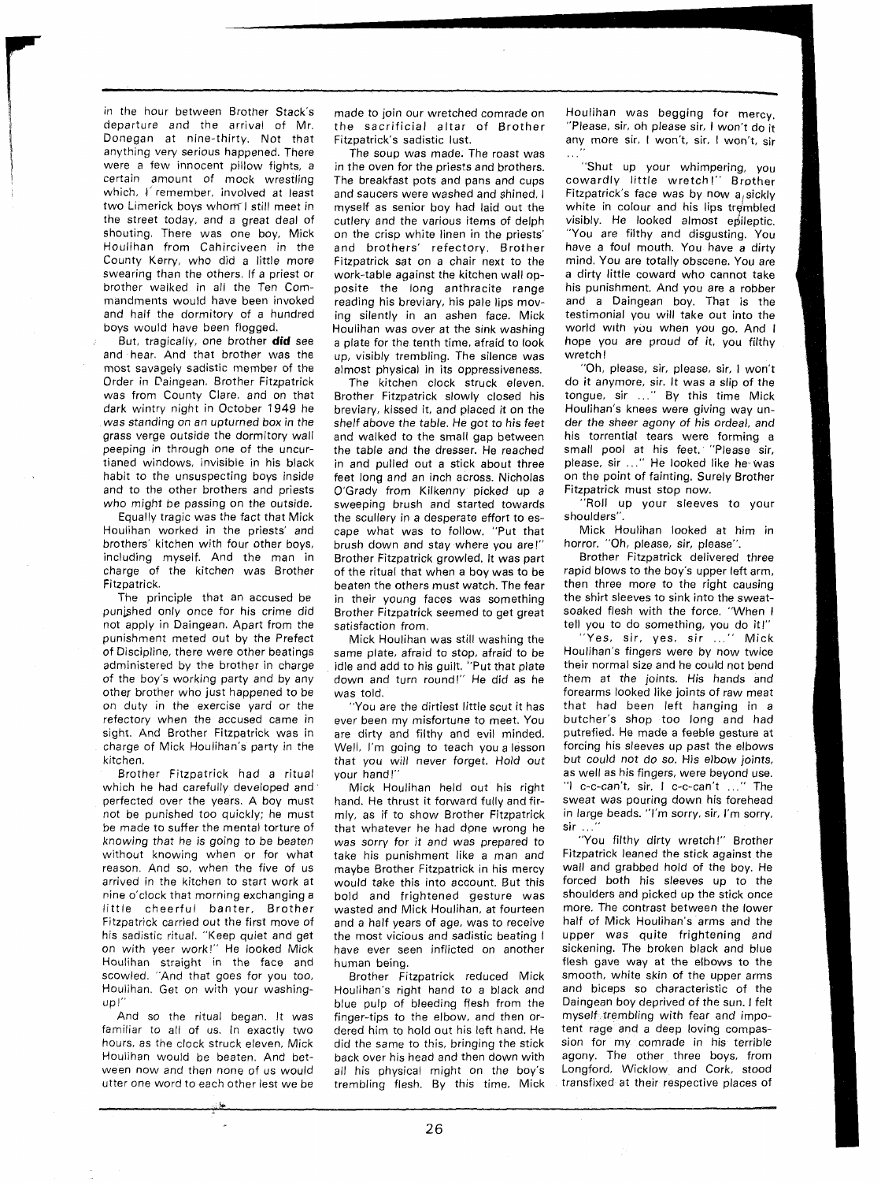in the hour between Brother Stack's departure and the arrival of Mr. Donegan at nine-thirty. Not that anything very serious happened. There were a few innocent pillow fights, a certain amount of mock wrestling which, I remember, involved at least two Limerick boys whom I still meet in the street today, and a great deal of shouting. There was one boy, Mick Houlihan from Cahirciveen in the County Kerry, who did a little more swearing than the others. If a priest or brother walked in all the Ten Commandments would have been invoked and half the dormitory of a hundred boys would have been flogged.

But, tragically, one brother **did** see and hear. And that brother was the most savagely sadistic member of the Order in Daingean. Brother Fitzpatrick was from County Clare, and on that dark wintry night in October 1949 he was standing on an upturned box in the grass verge outside the dormitory wall peeping in through one of the uncurtianed windows, invisible in his black habit to the unsuspecting boys inside and to the other brothers and priests who might be passing on the outside.

Equally tragic was the fact that Mick Houlihan worked in the priests' and brothers' kitchen with four other boys, including myself. And the man in charge of the kitchen was Brother Fitzpatrick.

The principle that an accused be punished only once for his crime did not apply in Daingean. Apart from the punishment meted out by the Prefect of Discipline, there were other beatings administered by the brother in charge of the boy's working party and by any other brother who just happened to be on duty in the exercise yard or the refectory when the accused came in sight. And Brother Fitzpatrick was in charge of Mick Houlihan's party in the kitchen.

Brother Fitzpatrick had a ritual which he had carefully developed and perfected over the years. A boy must not be punished too quickly; he must be made to suffer the mental torture of knowing that he is going to be beaten without knowing when or for what reason. And so, when the five of us arrived in the kitchen to start work at nine o'clock that morning exchanging a little cheerful banter, Brother Fitzpatrick carried out the first move of his sadistic ritual. "Keep quiet and get on with yeer work!" He looked Mick Houlihan straight in the face and scowled. "And that goes for you too, Houlihan. Get on with your washing-up!"

And so the ritual began. It was familiar to all of us. In exactly two hours, as the clock struck eleven, Mick Houlihan would be beaten. And between now and then none of us would utter one word to each other lest we be made to join our wretched comrade on the sacrificial altar of Brother Fitzpatrick's sadistic lust.

The soup was made. The roast was in the oven for the priests and brothers. The breakfast pots and pans and cups and saucers were washed and shined. I myself as senior boy had laid out the cutlery and the various items of delph on the crisp white linen in the priests' and brothers' refectory. Brother Fitzpatrick sat on a chair next to the work-table against the kitchen wall opposite the long anthracite range reading his breviary, his pale lips moving silently in an ashen face. Mick Houlihan was over at the sink washing a plate for the tenth time, afraid to look up, visibly trembling. The silence was almost physical in its oppressiveness.

The kitchen clock struck eleven. Brother Fitzpatrick slowly closed his breviary, kissed it, and placed it on the shelf above the table. He got to his feet and walked to the small gap between the table and the dresser. He reached in and pulled out a stick about three feet long and an inch across. Nicholas O'Grady from Kilkenny picked up a sweeping brush and started towards the scullery in a desperate effort to escape what was to follow. "Put that brush down and stay where you are!" Brother Fitzpatrick growled. It was part of the ritual that when a boy was to be beaten the others must watch. The fear in their young faces was something Brother Fitzpatrick seemed to get great satisfaction from.

Mick Houlihan was still washing the same plate, afraid to stop, afraid to be idle and add to his guilt. "Put that plate down and turn round!" He did as he was told.

"You are the dirtiest little scut it has ever been my misfortune to meet. You are dirty and filthy and evil minded. Well, I'm going to teach you a lesson that you will never forget. Hold out your hand!"

Mick Houlihan held out his right hand. He thrust it forward fully and firmly, as if to show Brother Fitzpatrick that whatever he had done wrong he was sorry for it and was prepared to take his punishment like a man and maybe Brother Fitzpatrick in his mercy would take this into account. But this bold and frightened gesture was wasted and Mick Houlihan, at fourteen and a half years of age, was to receive the most vicious and sadistic beating I have ever seen inflicted on another human being.

Brother Fitzpatrick reduced Mick Houlihan's right hand to a black and blue pulp of bleeding flesh from the finger-tips to the elbow, and then ordered him to hold out his left hand. He did the same to this, bringing the stick back over his head and then down with all his physical might on the boy's trembling flesh. By this time, Mick Houlihan was begging for mercy. "Please, sir, oh please sir, I won't do it any more sir, I won't, sir, I won't, sir ..."

"Shut up your whimpering, you cowardly little wretch!" Brother Fitzpatrick's face was by now a sickly white in colour and his lips trembled visibly. He looked almost epileptic. "You are filthy and disgusting. You have a foul mouth. You have a dirty mind. You are totally obscene. You are a dirty little coward who cannot take his punishment. And you are a robber and a Daingean boy. That is the testimonial you will take out into the world with you when you go. And I hope you are proud of it, you filthy wretch!

"Oh, please, sir, please, sir, I won't do it anymore, sir. It was a slip of the tongue, sir ..." By this time Mick Houlihan's knees were giving way under the sheer agony of his ordeal, and his torrential tears were forming a small pool at his feet. "Please sir, please, sir ..." He looked like he was on the point of fainting. Surely Brother Fitzpatrick must stop now.

"Roll up your sleeves to your shoulders".

Mick Houlihan looked at him in horror. "Oh, please, sir, please".

Brother Fitzpatrick delivered three rapid blows to the boy's upper left arm, then three more to the right causing the shirt sleeves to sink into the sweat-soaked flesh with the force. "When I tell you to do something, you do it!"

"Yes, sir, yes, sir ..." Mick Houlihan's fingers were by now twice their normal size and he could not bend them at the joints. His hands and forearms looked like joints of raw meat that had been left hanging in a butcher's shop too long and had putrefied. He made a feeble gesture at forcing his sleeves up past the elbows but could not do so. His elbow joints, as well as his fingers, were beyond use. "I c-c-can't, sir, I c-c-can't ..." The sweat was pouring down his forehead in large beads. "I'm sorry, sir, I'm sorry, sir ..."

"You filthy dirty wretch!" Brother Fitzpatrick leaned the stick against the wall and grabbed hold of the boy. He forced both his sleeves up to the shoulders and picked up the stick once more. The contrast between the lower half of Mick Houlihan's arms and the upper was quite frightening and sickening. The broken black and blue flesh gave way at the elbows to the smooth, white skin of the upper arms and biceps so characteristic of the Daingean boy deprived of the sun. I felt myself trembling with fear and impotent rage and a deep loving compassion for my comrade in his terrible agony. The other three boys, from Longford, Wicklow and Cork, stood transfixed at their respective places of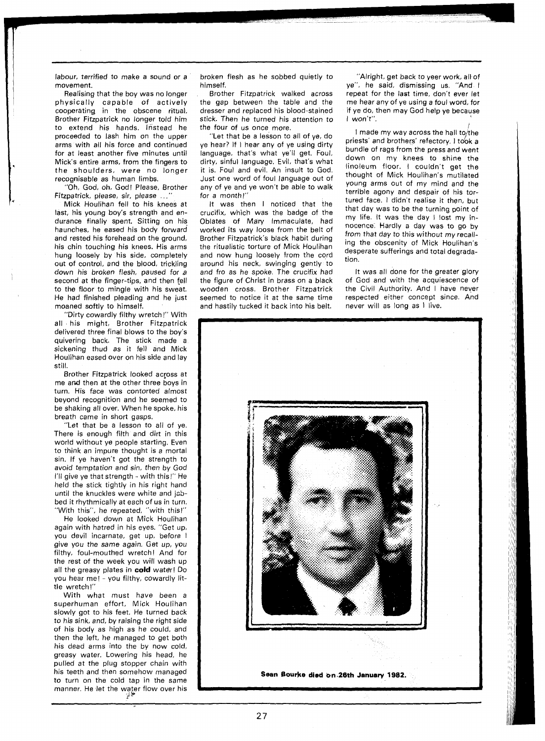labour, terrified to make a sound or a movement.

Realising that the boy was no longer physically capable of actively cooperating in the obscene ritual, Brother Fitzpatrick no longer told him to extend his hands. Instead he proceeded to lash him on the upper arms with all his force and continued for at least another five minutes until Mick's entire arms, from the fingers to the shoulders, were no longer recognisable as human limbs.

"Oh, God, oh, God! Please, Brother Fitzpatrick, please, sir, please ..."

Mick Houlihan fell to his knees at last, his young boy's strength and endurance finally spent. Sitting on his haunches, he eased his body forward and rested his forehead on the ground, his chin touching his knees. His arms hung loosely by his side, completely out of control, and the blood, trickling down his broken flesh, paused for a second at the finger-tips, and then fell to the floor to mingle with his sweat. He had finished pleading and he just moaned softly to himself.

"Dirty cowardly filthy wretch!" With all his might, Brother Fitzpatrick delivered three final blows to the boy's quivering back. The stick made a sickening thud as it fell and Mick Houlihan eased over on his side and lay still.

Brother Fitzpatrick looked across at me and then at the other three boys in turn. His face was contorted almost beyond recognition and he seemed to be shaking all over. When he spoke, his breath came in short gasps.

"Let that be a lesson to all of ye. There is enough filth and dirt in this world without ye people starting. Even to think an impure thought is a mortal sin. If ye haven't got the strength to avoid temptation and sin, then by God I'll give ye that strength - with this!" He held the stick tightly in his right hand until the knuckles were white and jabbed it rhythmically at each of us in turn. "With this", he repeated, "with this!"

He looked down at Mick Houlihan again with hatred in his eyes. "Get up, you devil incarnate, get up, before I give you the same again. Get up, you filthy, foul-mouthed wretch! And for the rest of the week you will wash up all the greasy plates in **cold** water! Do you hear me! - you filthy, cowardly little wretch!"

With what must have been a superhuman effort, Mick Houlihan slowly got to his feet. He turned back to his sink, and, by raising the right side of his body as high as he could, and then the left, he managed to get both his dead arms into the by now cold, greasy water. Lowering his head, he pulled at the plug stopper chain with his teeth and then somehow managed to turn on the cold tap in the same manner. He let the water flow over his broken flesh as he sobbed quietly to himself.

Brother Fitzpatrick walked across the gap between the table and the dresser and replaced his blood-stained stick. Then he turned his attention to the four of us once more.

"Let that be a lesson to all of ye, do ye hear? If I hear any of ye using dirty language, that's what ye'll get. Foul, dirty, sinful language. Evil, that's what it is. Foul and evil. An insult to God. Just one word of foul language out of any of ye and ye won't be able to walk for a month!"

It was then I noticed that the crucifix, which was the badge of the Oblates of Mary Immaculate, had worked its way loose from the belt of Brother Fitzpatrick's black habit during the ritualistic torture of Mick Houlihan and now hung loosely from the cord around his neck, swinging gently to and fro as he spoke. The crucifix had the figure of Christ in brass on a black wooden cross. Brother Fitzpatrick seemed to notice it at the same time and hastily tucked it back into his belt.

"Alright, get back to yeer work, all of ye", he said, dismissing us. "And I repeat for the last time, don't ever let me hear any of ye using a foul word, for if ye do, then may God help ye because I won't".

I made my way across the hall to the priests' and brothers' refectory. I took a bundle of rags from the press and went down on my knees to shine the linoleum floor. I couldn't get the thought of Mick Houlihan's mutilated young arms out of my mind and the terrible agony and despair of his tortured face. I didn't realise it then, but that day was to be the turning point of my life. It was the day I lost my innocence. Hardly a day was to go by from that day to this without my recalling the obscenity of Mick Houlihan's desperate sufferings and total degradation.

It was all done for the greater glory of God and with the acquiescence of the Civil Authority. And I have never respected either concept since. And never will as long as I live.

**Sean Bourke died on 26th January 1982.**